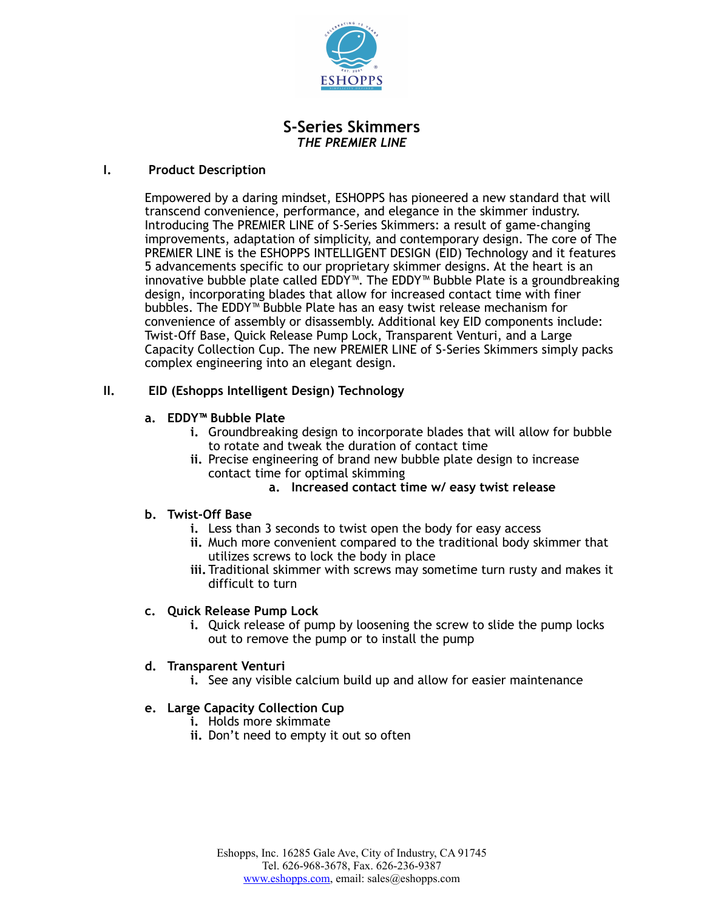# S-Series Skimmers

*THE PREMIER LINE*

## I. Product Description

Empowered by a daring mindset, ESHOPPS has pioneered a new standard that will transcend convenience, performance, and elegance in the skimmer industry. Introducing The PREMIER LINE of S-Series Skimmers: a result of game-changing improvements, adaptation of simplicity, and contemporary design. The core of The PREMIER LINE is the ESHOPPS INTELLIGENT DESIGN (EID) Technology and it features 5 advancements specific to our proprietary skimmer designs. At the heart is an innovative bubble plate called EDDY™. The EDDY™ Bubble Plate is a groundbreaking design, incorporating blades that allow for increased contact time with finer bubbles. The EDDY™ Bubble Plate has an easy twist release mechanism for convenience of assembly or disassembly. Additional key EID components include: Twist-Off Base, Quick Release Pump Lock, Transparent Venturi, and a Large Capacity Collection Cup. The new PREMIER LINE of S-Series Skimmers simply packs complex engineering into an elegant design.

## II. EID (Eshopps Intelligent Design) Technology

**a. EDDY™ Bubble Plate**

- i. Groundbreaking design to incorporate blades that will allow for bubble to rotate and tweak the duration of contact time
- ii. Precise engineering of brand new bubble plate design to increase contact time for optimal skimming
  - **a. Increased contact time w/ easy twist release**

**b. Twist-Off Base**

- i. Less than 3 seconds to twist open the body for easy access
- ii. Much more convenient compared to the traditional body skimmer that utilizes screws to lock the body in place
- iii. Traditional skimmer with screws may sometime turn rusty and makes it difficult to turn

**c. Quick Release Pump Lock**

- i. Quick release of pump by loosening the screw to slide the pump locks out to remove the pump or to install the pump

**d. Transparent Venturi**

- i. See any visible calcium build up and allow for easier maintenance

**e. Large Capacity Collection Cup**

- i. Holds more skimmate
- ii. Don't need to empty it out so often

Eshopps, Inc. 16285 Gale Ave, City of Industry, CA 91745
Tel. 626-968-3678, Fax. 626-236-9387
www.eshopps.com, email: sales@eshopps.com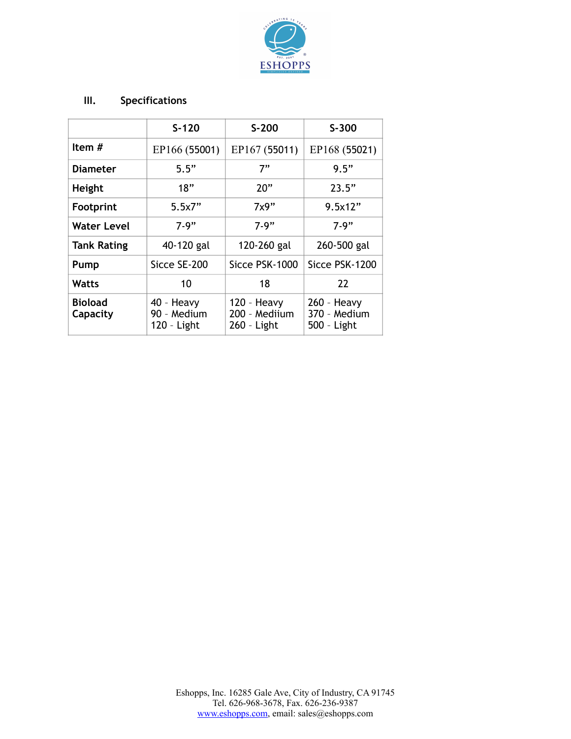## III. Specifications

| | S-120 | S-200 | S-300 |
|---|---|---|---|
| **Item #** | EP166 (55001) | EP167 (55011) | EP168 (55021) |
| **Diameter** | 5.5” | 7” | 9.5” |
| **Height** | 18” | 20” | 23.5” |
| **Footprint** | 5.5x7” | 7x9” | 9.5x12” |
| **Water Level** | 7-9” | 7-9” | 7-9” |
| **Tank Rating** | 40-120 gal | 120-260 gal | 260-500 gal |
| **Pump** | Sicce SE-200 | Sicce PSK-1000 | Sicce PSK-1200 |
| **Watts** | 10 | 18 | 22 |
| **Bioload Capacity** | 40 - Heavy<br>90 - Medium<br>120 - Light | 120 - Heavy<br>200 - Mediium<br>260 - Light | 260 - Heavy<br>370 - Medium<br>500 - Light |

Eshopps, Inc. 16285 Gale Ave, City of Industry, CA 91745
Tel. 626-968-3678, Fax. 626-236-9387
www.eshopps.com, email: sales@eshopps.com